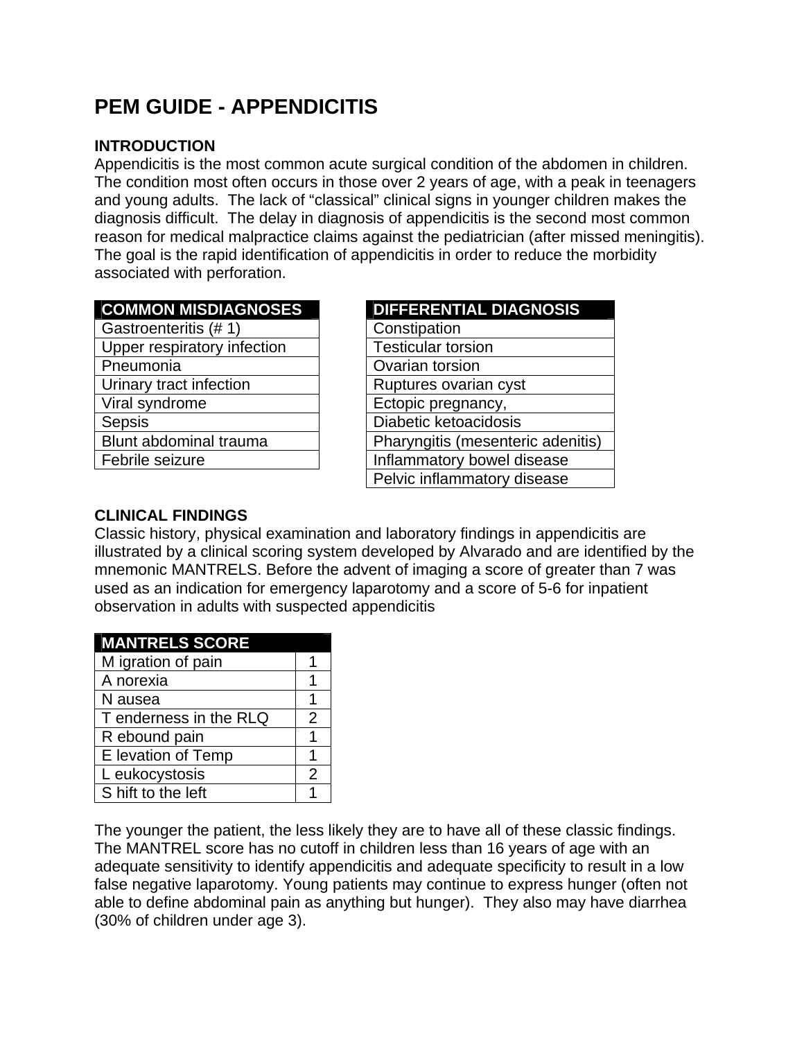# PEM GUIDE - APPENDICITIS

## INTRODUCTION

Appendicitis is the most common acute surgical condition of the abdomen in children. The condition most often occurs in those over 2 years of age, with a peak in teenagers and young adults. The lack of "classical" clinical signs in younger children makes the diagnosis difficult. The delay in diagnosis of appendicitis is the second most common reason for medical malpractice claims against the pediatrician (after missed meningitis). The goal is the rapid identification of appendicitis in order to reduce the morbidity associated with perforation.

| COMMON MISDIAGNOSES |
|---|
| Gastroenteritis (# 1) |
| Upper respiratory infection |
| Pneumonia |
| Urinary tract infection |
| Viral syndrome |
| Sepsis |
| Blunt abdominal trauma |
| Febrile seizure |

| DIFFERENTIAL DIAGNOSIS |
|---|
| Constipation |
| Testicular torsion |
| Ovarian torsion |
| Ruptures ovarian cyst |
| Ectopic pregnancy, |
| Diabetic ketoacidosis |
| Pharyngitis (mesenteric adenitis) |
| Inflammatory bowel disease |
| Pelvic inflammatory disease |

## CLINICAL FINDINGS

Classic history, physical examination and laboratory findings in appendicitis are illustrated by a clinical scoring system developed by Alvarado and are identified by the mnemonic MANTRELS. Before the advent of imaging a score of greater than 7 was used as an indication for emergency laparotomy and a score of 5-6 for inpatient observation in adults with suspected appendicitis

| MANTRELS SCORE | |
|---|---|
| M igration of pain | 1 |
| A norexia | 1 |
| N ausea | 1 |
| T enderness in the RLQ | 2 |
| R ebound pain | 1 |
| E levation of Temp | 1 |
| L eukocystosis | 2 |
| S hift to the left | 1 |

The younger the patient, the less likely they are to have all of these classic findings. The MANTREL score has no cutoff in children less than 16 years of age with an adequate sensitivity to identify appendicitis and adequate specificity to result in a low false negative laparotomy. Young patients may continue to express hunger (often not able to define abdominal pain as anything but hunger). They also may have diarrhea (30% of children under age 3).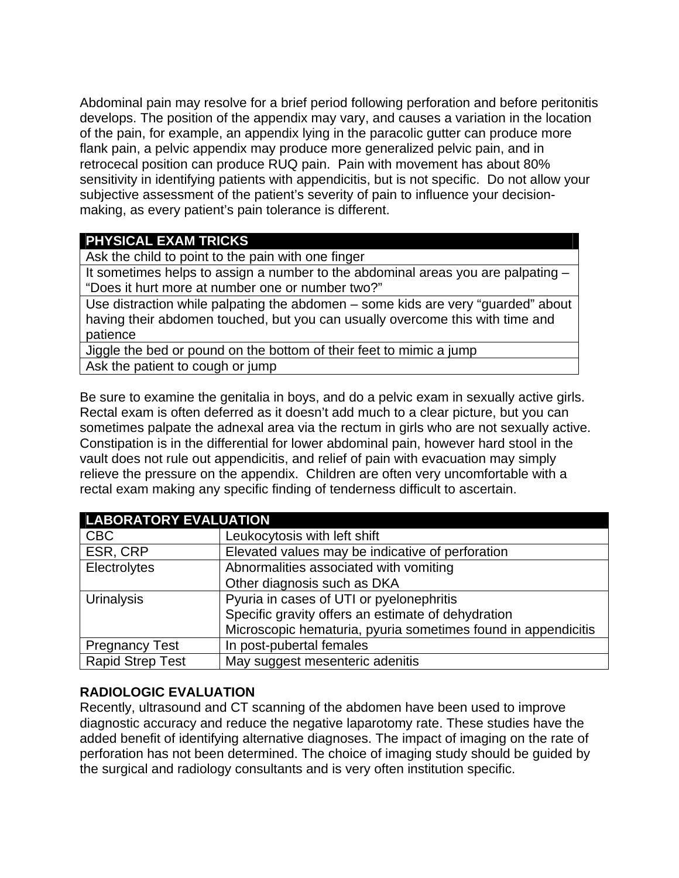Abdominal pain may resolve for a brief period following perforation and before peritonitis develops. The position of the appendix may vary, and causes a variation in the location of the pain, for example, an appendix lying in the paracolic gutter can produce more flank pain, a pelvic appendix may produce more generalized pelvic pain, and in retrocecal position can produce RUQ pain. Pain with movement has about 80% sensitivity in identifying patients with appendicitis, but is not specific. Do not allow your subjective assessment of the patient's severity of pain to influence your decision-making, as every patient's pain tolerance is different.

| PHYSICAL EXAM TRICKS |
| --- |
| Ask the child to point to the pain with one finger |
| It sometimes helps to assign a number to the abdominal areas you are palpating – "Does it hurt more at number one or number two?" |
| Use distraction while palpating the abdomen – some kids are very "guarded" about having their abdomen touched, but you can usually overcome this with time and patience |
| Jiggle the bed or pound on the bottom of their feet to mimic a jump |
| Ask the patient to cough or jump |

Be sure to examine the genitalia in boys, and do a pelvic exam in sexually active girls. Rectal exam is often deferred as it doesn't add much to a clear picture, but you can sometimes palpate the adnexal area via the rectum in girls who are not sexually active. Constipation is in the differential for lower abdominal pain, however hard stool in the vault does not rule out appendicitis, and relief of pain with evacuation may simply relieve the pressure on the appendix. Children are often very uncomfortable with a rectal exam making any specific finding of tenderness difficult to ascertain.

| LABORATORY EVALUATION | |
| --- | --- |
| CBC | Leukocytosis with left shift |
| ESR, CRP | Elevated values may be indicative of perforation |
| Electrolytes | Abnormalities associated with vomiting<br>Other diagnosis such as DKA |
| Urinalysis | Pyuria in cases of UTI or pyelonephritis<br>Specific gravity offers an estimate of dehydration<br>Microscopic hematuria, pyuria sometimes found in appendicitis |
| Pregnancy Test | In post-pubertal females |
| Rapid Strep Test | May suggest mesenteric adenitis |

**RADIOLOGIC EVALUATION**

Recently, ultrasound and CT scanning of the abdomen have been used to improve diagnostic accuracy and reduce the negative laparotomy rate. These studies have the added benefit of identifying alternative diagnoses. The impact of imaging on the rate of perforation has not been determined. The choice of imaging study should be guided by the surgical and radiology consultants and is very often institution specific.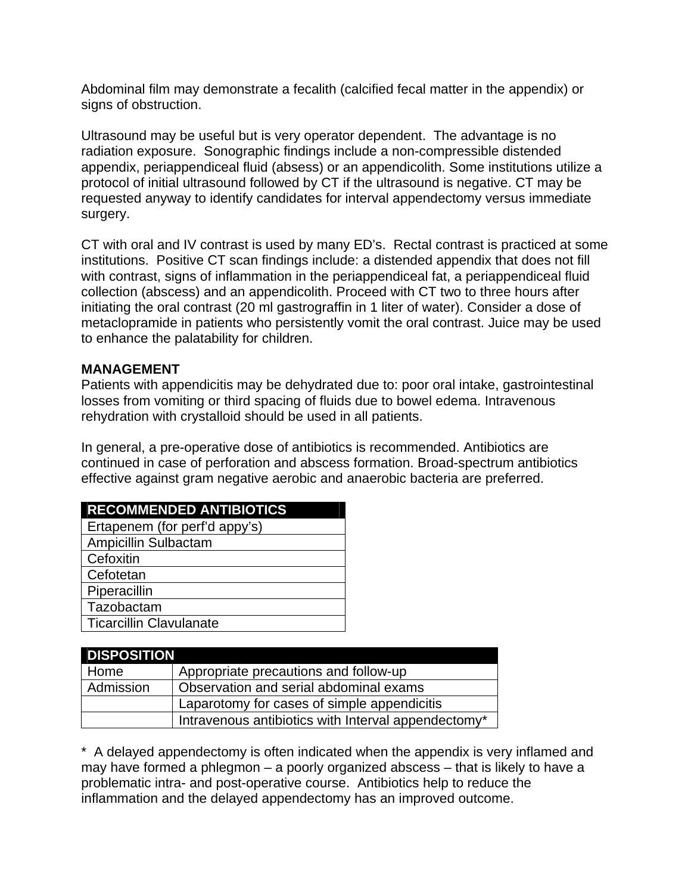Abdominal film may demonstrate a fecalith (calcified fecal matter in the appendix) or signs of obstruction.

Ultrasound may be useful but is very operator dependent. The advantage is no radiation exposure. Sonographic findings include a non-compressible distended appendix, periappendiceal fluid (absess) or an appendicolith. Some institutions utilize a protocol of initial ultrasound followed by CT if the ultrasound is negative. CT may be requested anyway to identify candidates for interval appendectomy versus immediate surgery.

CT with oral and IV contrast is used by many ED's. Rectal contrast is practiced at some institutions. Positive CT scan findings include: a distended appendix that does not fill with contrast, signs of inflammation in the periappendiceal fat, a periappendiceal fluid collection (abscess) and an appendicolith. Proceed with CT two to three hours after initiating the oral contrast (20 ml gastrograffin in 1 liter of water). Consider a dose of metaclopramide in patients who persistently vomit the oral contrast. Juice may be used to enhance the palatability for children.

**MANAGEMENT**

Patients with appendicitis may be dehydrated due to: poor oral intake, gastrointestinal losses from vomiting or third spacing of fluids due to bowel edema. Intravenous rehydration with crystalloid should be used in all patients.

In general, a pre-operative dose of antibiotics is recommended. Antibiotics are continued in case of perforation and abscess formation. Broad-spectrum antibiotics effective against gram negative aerobic and anaerobic bacteria are preferred.

| RECOMMENDED ANTIBIOTICS |
|---|
| Ertapenem (for perf'd appy's) |
| Ampicillin Sulbactam |
| Cefoxitin |
| Cefotetan |
| Piperacillin |
| Tazobactam |
| Ticarcillin Clavulanate |

| DISPOSITION | |
|---|---|
| Home | Appropriate precautions and follow-up |
| Admission | Observation and serial abdominal exams |
| | Laparotomy for cases of simple appendicitis |
| | Intravenous antibiotics with Interval appendectomy* |

* A delayed appendectomy is often indicated when the appendix is very inflamed and may have formed a phlegmon – a poorly organized abscess – that is likely to have a problematic intra- and post-operative course. Antibiotics help to reduce the inflammation and the delayed appendectomy has an improved outcome.